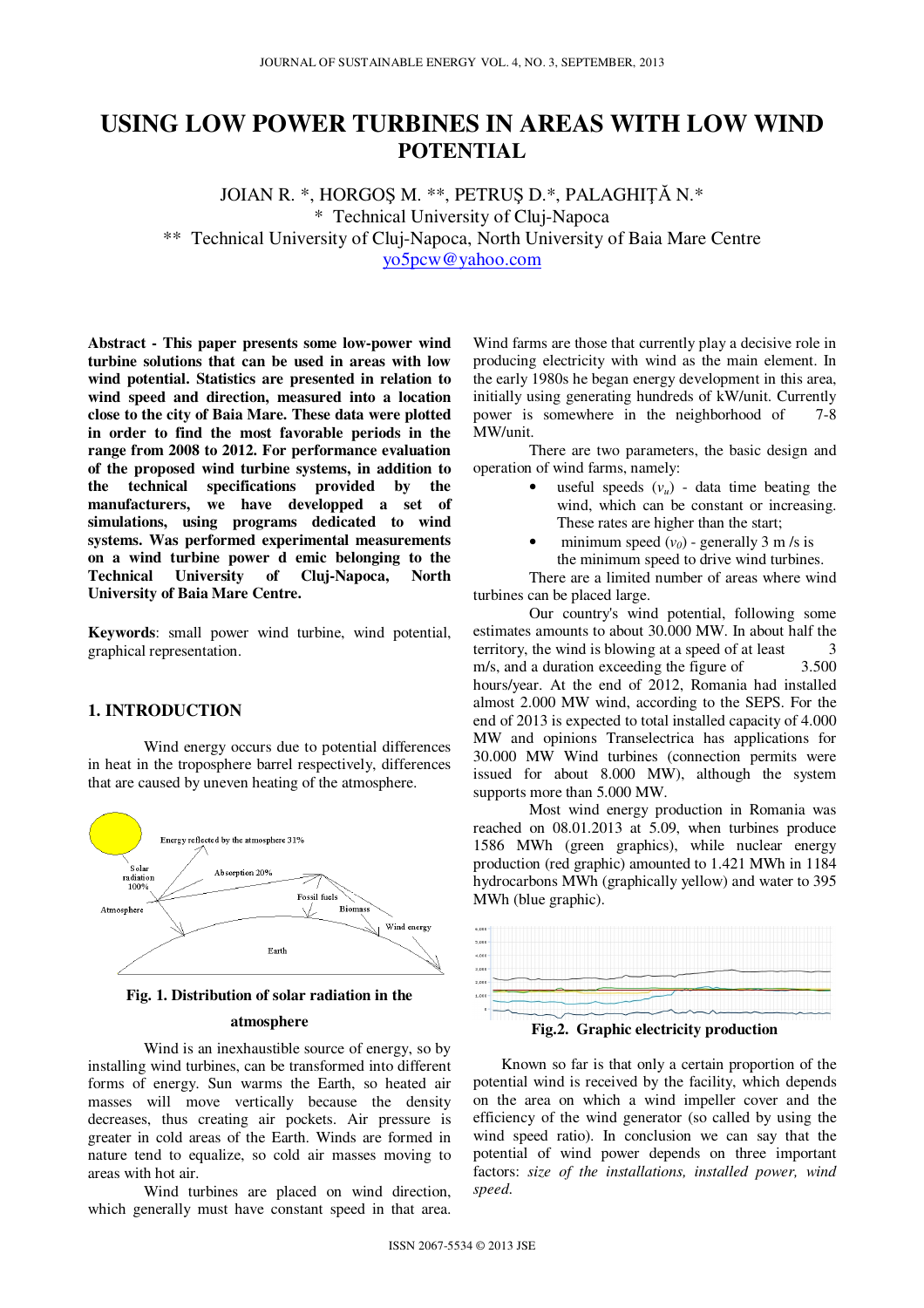# USING LOW POWER TURBINES IN AREAS WITH LOW WIND POTENTIAL

JOIAN R. *, HORGOŞ M. **, PETRUŞ D.*, PALAGHIŢĂ N.*

\* Technical University of Cluj-Napoca

\*\* Technical University of Cluj-Napoca, North University of Baia Mare Centre

yo5pcw@yahoo.com

**Abstract - This paper presents some low-power wind turbine solutions that can be used in areas with low wind potential. Statistics are presented in relation to wind speed and direction, measured into a location close to the city of Baia Mare. These data were plotted in order to find the most favorable periods in the range from 2008 to 2012. For performance evaluation of the proposed wind turbine systems, in addition to the technical specifications provided by the manufacturers, we have developped a set of simulations, using programs dedicated to wind systems. Was performed experimental measurements on a wind turbine power d emic belonging to the Technical University of Cluj-Napoca, North University of Baia Mare Centre.**

**Keywords**: small power wind turbine, wind potential, graphical representation.

## 1. INTRODUCTION

Wind energy occurs due to potential differences in heat in the troposphere barrel respectively, differences that are caused by uneven heating of the atmosphere.

**Fig. 1. Distribution of solar radiation in the atmosphere**

Wind is an inexhaustible source of energy, so by installing wind turbines, can be transformed into different forms of energy. Sun warms the Earth, so heated air masses will move vertically because the density decreases, thus creating air pockets. Air pressure is greater in cold areas of the Earth. Winds are formed in nature tend to equalize, so cold air masses moving to areas with hot air.

Wind turbines are placed on wind direction, which generally must have constant speed in that area. Wind farms are those that currently play a decisive role in producing electricity with wind as the main element. In the early 1980s he began energy development in this area, initially using generating hundreds of kW/unit. Currently power is somewhere in the neighborhood of 7-8 MW/unit.

There are two parameters, the basic design and operation of wind farms, namely:

- useful speeds ($v_u$) - data time beating the wind, which can be constant or increasing. These rates are higher than the start;
- minimum speed ($v_0$) - generally 3 m /s is the minimum speed to drive wind turbines.

There are a limited number of areas where wind turbines can be placed large.

Our country's wind potential, following some estimates amounts to about 30.000 MW. In about half the territory, the wind is blowing at a speed of at least 3 m/s, and a duration exceeding the figure of 3.500 hours/year. At the end of 2012, Romania had installed almost 2.000 MW wind, according to the SEPS. For the end of 2013 is expected to total installed capacity of 4.000 MW and opinions Transelectrica has applications for 30.000 MW Wind turbines (connection permits were issued for about 8.000 MW), although the system supports more than 5.000 MW.

Most wind energy production in Romania was reached on 08.01.2013 at 5.09, when turbines produce 1586 MWh (green graphics), while nuclear energy production (red graphic) amounted to 1.421 MWh in 1184 hydrocarbons MWh (graphically yellow) and water to 395 MWh (blue graphic).

**Fig.2. Graphic electricity production**

Known so far is that only a certain proportion of the potential wind is received by the facility, which depends on the area on which a wind impeller cover and the efficiency of the wind generator (so called by using the wind speed ratio). In conclusion we can say that the potential of wind power depends on three important factors: *size of the installations, installed power, wind speed.*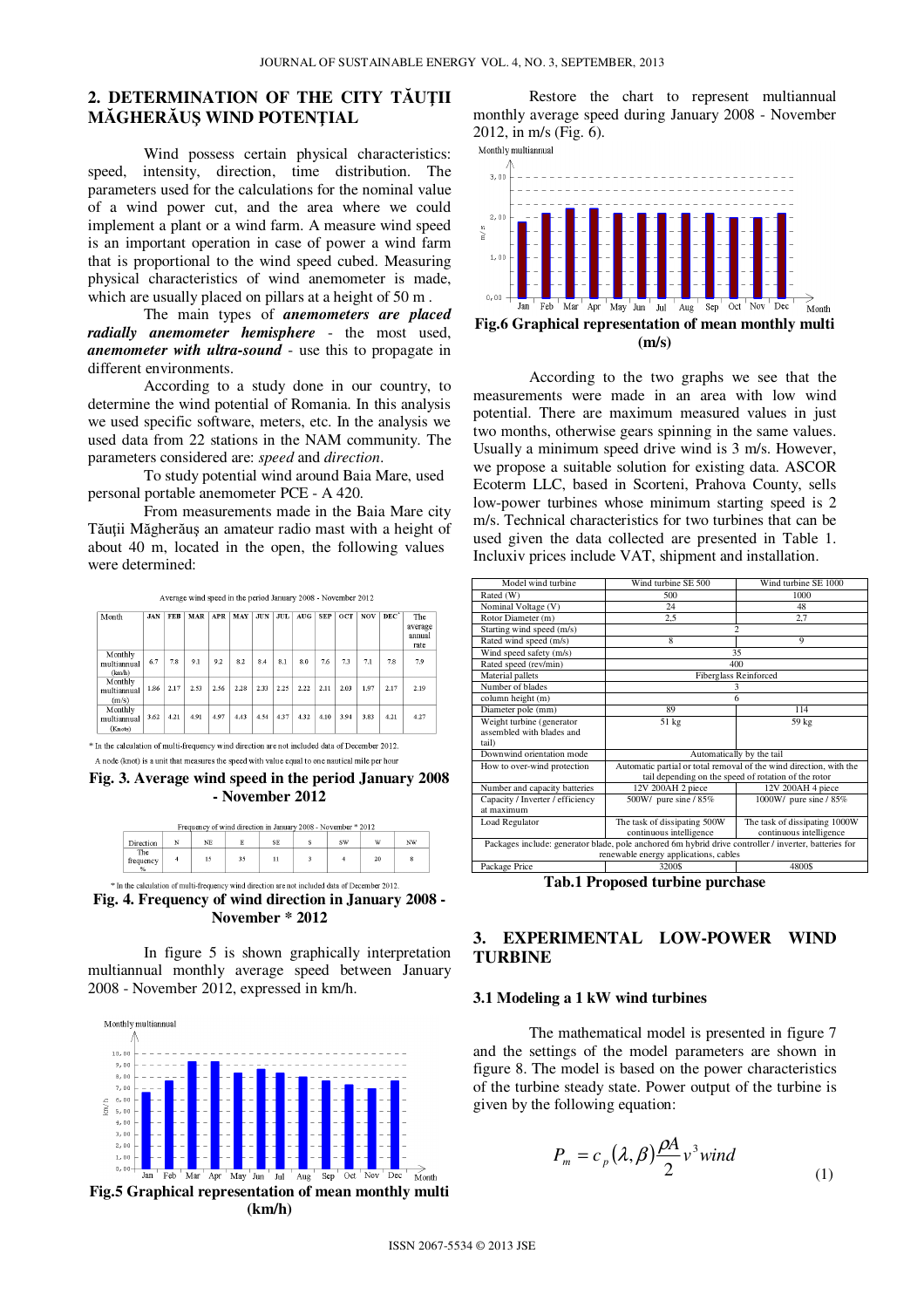## 2. DETERMINATION OF THE CITY TĂUȚII MĂGHERĂUȘ WIND POTENȚIAL

Wind possess certain physical characteristics: speed, intensity, direction, time distribution. The parameters used for the calculations for the nominal value of a wind power cut, and the area where we could implement a plant or a wind farm. A measure wind speed is an important operation in case of power a wind farm that is proportional to the wind speed cubed. Measuring physical characteristics of wind anemometer is made, which are usually placed on pillars at a height of 50 m .

The main types of ***anemometers are placed radially anemometer hemisphere*** - the most used, ***anemometer with ultra-sound*** - use this to propagate in different environments.

According to a study done in our country, to determine the wind potential of Romania. In this analysis we used specific software, meters, etc. In the analysis we used data from 22 stations in the NAM community. The parameters considered are: *speed* and *direction*.

To study potential wind around Baia Mare, used personal portable anemometer PCE - A 420.

From measurements made in the Baia Mare city Tăuții Măgherăuș an amateur radio mast with a height of about 40 m, located in the open, the following values were determined:

Average wind speed in the period January 2008 - November 2012

| Month | JAN | FEB | MAR | APR | MAY | JUN | JUL | AUG | SEP | OCT | NOV | DEC* | The average annual rate |
|---|---|---|---|---|---|---|---|---|---|---|---|---|---|
| Monthly multiannual (km/h) | 6.7 | 7.8 | 9.1 | 9.2 | 8.2 | 8.4 | 8.1 | 8.0 | 7.6 | 7.3 | 7.1 | 7.8 | 7.9 |
| Monthly multiannual (m/s) | 1.86 | 2.17 | 2.53 | 2.56 | 2.28 | 2.33 | 2.25 | 2.22 | 2.11 | 2.03 | 1.97 | 2.17 | 2.19 |
| Monthly multiannual (Knots) | 3.62 | 4.21 | 4.91 | 4.97 | 4.43 | 4.54 | 4.37 | 4.32 | 4.10 | 3.94 | 3.83 | 4.21 | 4.27 |

\* In the calculation of multi-frequency wind direction are not included data of December 2012.

A node (knot) is a unit that measures the speed with value equal to one nautical mile per hour

**Fig. 3. Average wind speed in the period January 2008 - November 2012**

Frequency of wind direction in January 2008 - November * 2012

| Direction | N | NE | E | SE | S | SW | W | NW |
|---|---|---|---|---|---|---|---|---|
| The frequency % | 4 | 15 | 35 | 11 | 3 | 4 | 20 | 8 |

\* In the calculation of multi-frequency wind direction are not included data of December 2012.

**Fig. 4. Frequency of wind direction in January 2008 - November \* 2012**

In figure 5 is shown graphically interpretation multiannual monthly average speed between January 2008 - November 2012, expressed in km/h.

**Fig.5 Graphical representation of mean monthly multi (km/h)**

Restore the chart to represent multiannual monthly average speed during January 2008 - November 2012, in m/s (Fig. 6).

**Fig.6 Graphical representation of mean monthly multi (m/s)**

According to the two graphs we see that the measurements were made in an area with low wind potential. There are maximum measured values in just two months, otherwise gears spinning in the same values. Usually a minimum speed drive wind is 3 m/s. However, we propose a suitable solution for existing data. ASCOR Ecoterm LLC, based in Scorteni, Prahova County, sells low-power turbines whose minimum starting speed is 2 m/s. Technical characteristics for two turbines that can be used given the data collected are presented in Table 1. Incluxiv prices include VAT, shipment and installation.

| Model wind turbine | Wind turbine SE 500 | Wind turbine SE 1000 |
|---|---|---|
| Rated (W) | 500 | 1000 |
| Nominal Voltage (V) | 24 | 48 |
| Rotor Diameter (m) | 2,5 | 2,7 |
| Starting wind speed (m/s) | 2 | |
| Rated wind speed (m/s) | 8 | 9 |
| Wind speed safety (m/s) | 35 | |
| Rated speed (rev/min) | 400 | |
| Material pallets | Fiberglass Reinforced | |
| Number of blades | 3 | |
| column height (m) | 6 | |
| Diameter pole (mm) | 89 | 114 |
| Weight turbine (generator assembled with blades and tail) | 51 kg | 59 kg |
| Downwind orientation mode | Automatically by the tail | |
| How to over-wind protection | Automatic partial or total removal of the wind direction, with the tail depending on the speed of rotation of the rotor | |
| Number and capacity batteries | 12V 200AH 2 piece | 12V 200AH 4 piece |
| Capacity / Inverter / efficiency at maximum | 500W/ pure sine / 85% | 1000W/ pure sine / 85% |
| Load Regulator | The task of dissipating 500W continuous intelligence | The task of dissipating 1000W continuous intelligence |
| Packages include: generator blade, pole anchored 6m hybrid drive controller / inverter, batteries for renewable energy applications, cables | | |
| Package Price | 3200$ | 4800$ |

**Tab.1 Proposed turbine purchase**

## 3. EXPERIMENTAL LOW-POWER WIND TURBINE

### 3.1 Modeling a 1 kW wind turbines

The mathematical model is presented in figure 7 and the settings of the model parameters are shown in figure 8. The model is based on the power characteristics of the turbine steady state. Power output of the turbine is given by the following equation:

$$P_m = c_p(\lambda, \beta)\frac{\rho A}{2} v^3 wind \tag{1}$$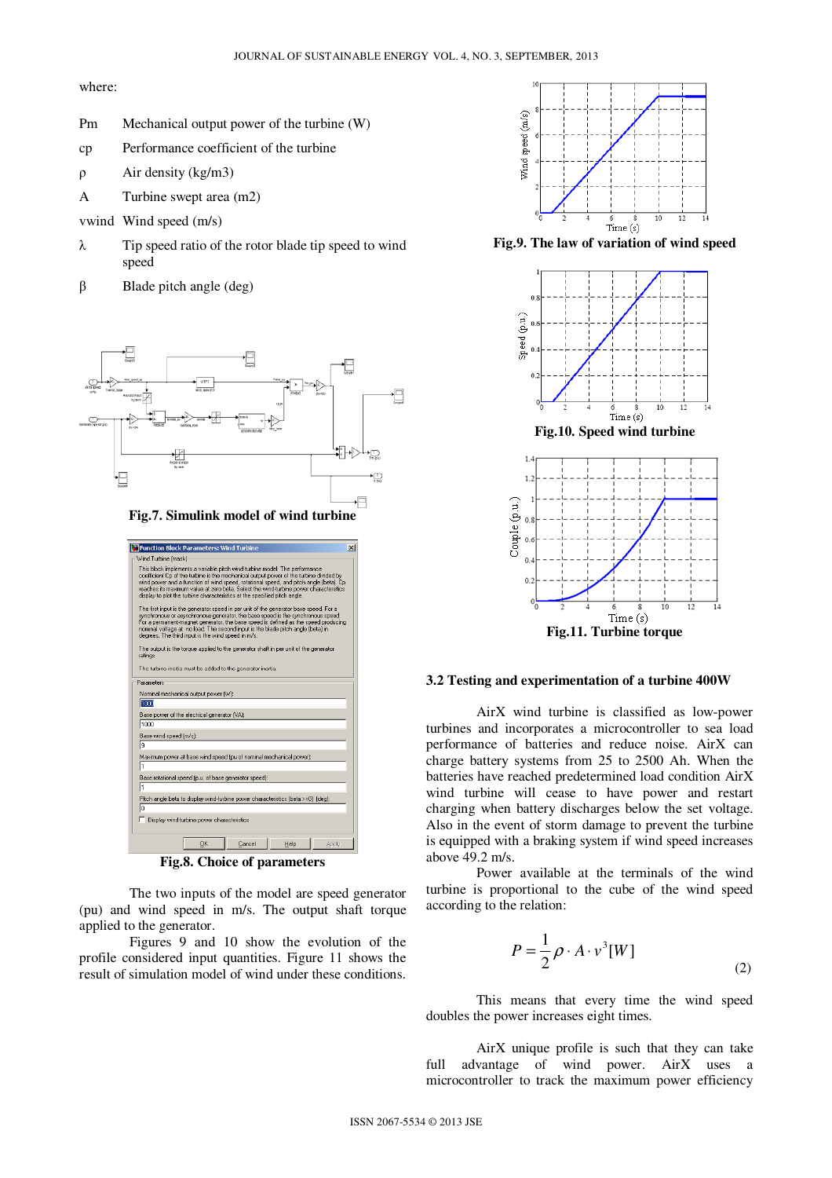where:

| | |
|---|---|
| Pm | Mechanical output power of the turbine (W) |
| cp | Performance coefficient of the turbine |
| ρ | Air density (kg/m3) |
| A | Turbine swept area (m2) |
| vwind | Wind speed (m/s) |
| λ | Tip speed ratio of the rotor blade tip speed to wind speed |
| β | Blade pitch angle (deg) |

**Fig.7. Simulink model of wind turbine**

**Fig.8. Choice of parameters**

The two inputs of the model are speed generator (pu) and wind speed in m/s. The output shaft torque applied to the generator.

Figures 9 and 10 show the evolution of the profile considered input quantities. Figure 11 shows the result of simulation model of wind under these conditions.

**Fig.9. The law of variation of wind speed**

**Fig.10. Speed wind turbine**

**Fig.11. Turbine torque**

### 3.2 Testing and experimentation of a turbine 400W

AirX wind turbine is classified as low-power turbines and incorporates a microcontroller to sea load performance of batteries and reduce noise. AirX can charge battery systems from 25 to 2500 Ah. When the batteries have reached predetermined load condition AirX wind turbine will cease to have power and restart charging when battery discharges below the set voltage. Also in the event of storm damage to prevent the turbine is equipped with a braking system if wind speed increases above 49.2 m/s.

Power available at the terminals of the wind turbine is proportional to the cube of the wind speed according to the relation:

$$P = \frac{1}{2}\rho \cdot A \cdot v^3 [W] \tag{2}$$

This means that every time the wind speed doubles the power increases eight times.

AirX unique profile is such that they can take full advantage of wind power. AirX uses a microcontroller to track the maximum power efficiency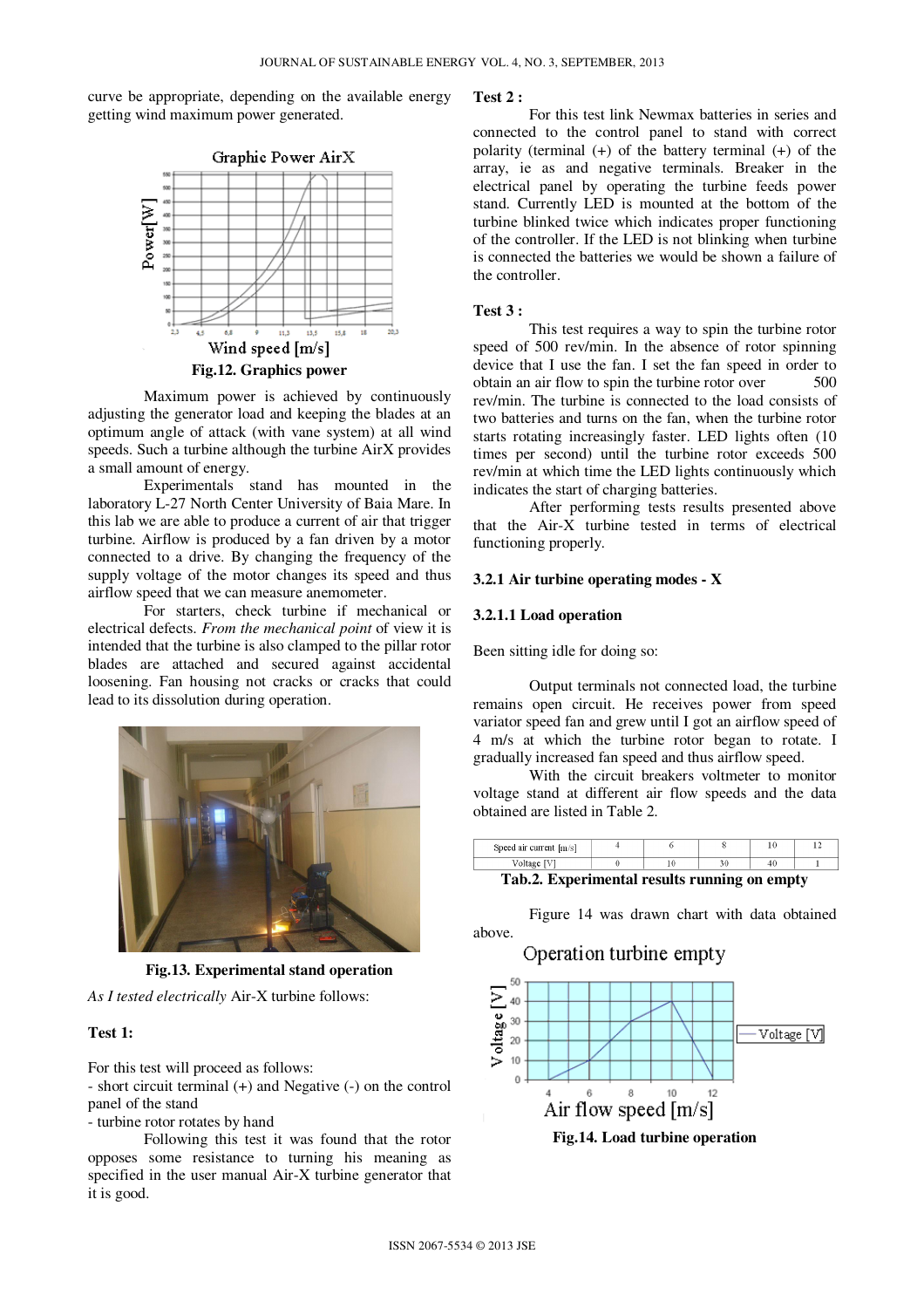curve be appropriate, depending on the available energy getting wind maximum power generated.

**Fig.12. Graphics power**

Maximum power is achieved by continuously adjusting the generator load and keeping the blades at an optimum angle of attack (with vane system) at all wind speeds. Such a turbine although the turbine AirX provides a small amount of energy.

Experimentals stand has mounted in the laboratory L-27 North Center University of Baia Mare. In this lab we are able to produce a current of air that trigger turbine. Airflow is produced by a fan driven by a motor connected to a drive. By changing the frequency of the supply voltage of the motor changes its speed and thus airflow speed that we can measure anemometer.

For starters, check turbine if mechanical or electrical defects. *From the mechanical point* of view it is intended that the turbine is also clamped to the pillar rotor blades are attached and secured against accidental loosening. Fan housing not cracks or cracks that could lead to its dissolution during operation.

**Fig.13. Experimental stand operation**

*As I tested electrically* Air-X turbine follows:

**Test 1:**

For this test will proceed as follows:
- short circuit terminal (+) and Negative (-) on the control panel of the stand
- turbine rotor rotates by hand

Following this test it was found that the rotor opposes some resistance to turning his meaning as specified in the user manual Air-X turbine generator that it is good.

**Test 2 :**

For this test link Newmax batteries in series and connected to the control panel to stand with correct polarity (terminal (+) of the battery terminal (+) of the array, ie as and negative terminals. Breaker in the electrical panel by operating the turbine feeds power stand. Currently LED is mounted at the bottom of the turbine blinked twice which indicates proper functioning of the controller. If the LED is not blinking when turbine is connected the batteries we would be shown a failure of the controller.

**Test 3 :**

This test requires a way to spin the turbine rotor speed of 500 rev/min. In the absence of rotor spinning device that I use the fan. I set the fan speed in order to obtain an air flow to spin the turbine rotor over 500 rev/min. The turbine is connected to the load consists of two batteries and turns on the fan, when the turbine rotor starts rotating increasingly faster. LED lights often (10 times per second) until the turbine rotor exceeds 500 rev/min at which time the LED lights continuously which indicates the start of charging batteries.

After performing tests results presented above that the Air-X turbine tested in terms of electrical functioning properly.

### 3.2.1 Air turbine operating modes - X

#### 3.2.1.1 Load operation

Been sitting idle for doing so:

Output terminals not connected load, the turbine remains open circuit. He receives power from speed variator speed fan and grew until I got an airflow speed of 4 m/s at which the turbine rotor began to rotate. I gradually increased fan speed and thus airflow speed.

With the circuit breakers voltmeter to monitor voltage stand at different air flow speeds and the data obtained are listed in Table 2.

| Speed air current [m/s] | 4 | 6 | 8 | 10 | 12 |
|---|---|---|---|---|---|
| Voltage [V] | 0 | 10 | 30 | 40 | 1 |

**Tab.2. Experimental results running on empty**

Figure 14 was drawn chart with data obtained above.

**Fig.14. Load turbine operation**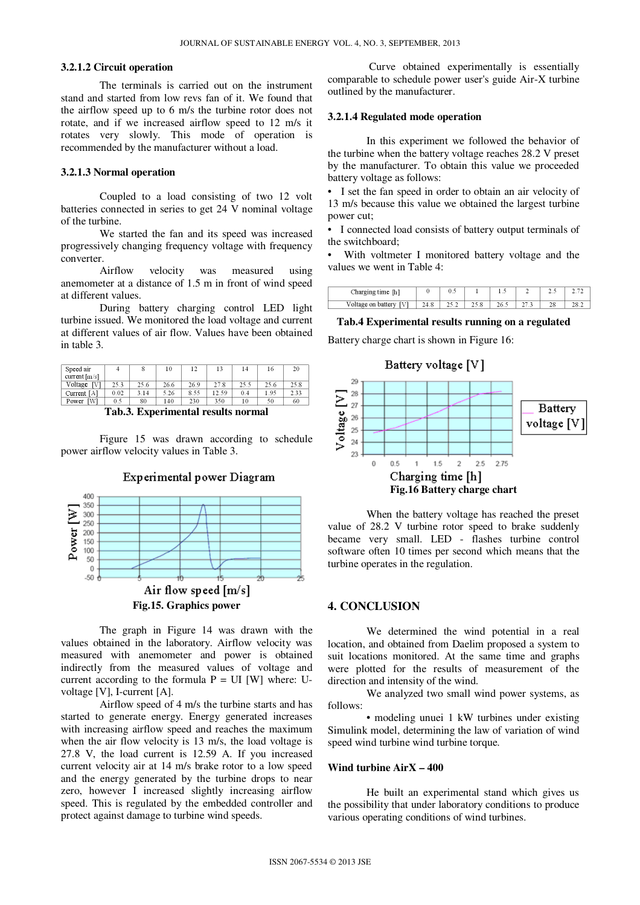#### 3.2.1.2 Circuit operation

The terminals is carried out on the instrument stand and started from low revs fan of it. We found that the airflow speed up to 6 m/s the turbine rotor does not rotate, and if we increased airflow speed to 12 m/s it rotates very slowly. This mode of operation is recommended by the manufacturer without a load.

#### 3.2.1.3 Normal operation

Coupled to a load consisting of two 12 volt batteries connected in series to get 24 V nominal voltage of the turbine.

We started the fan and its speed was increased progressively changing frequency voltage with frequency converter.

Airflow velocity was measured using anemometer at a distance of 1.5 m in front of wind speed at different values.

During battery charging control LED light turbine issued. We monitored the load voltage and current at different values of air flow. Values have been obtained in table 3.

| Speed air current [m/s] | 4 | 8 | 10 | 12 | 13 | 14 | 16 | 20 |
|---|---|---|---|---|---|---|---|---|
| Voltage [V] | 25.3 | 25.6 | 26.6 | 26.9 | 27.8 | 25.5 | 25.6 | 25.8 |
| Current [A] | 0.02 | 3.14 | 5.26 | 8.55 | 12.59 | 0.4 | 1.95 | 2.33 |
| Power [W] | 0.5 | 80 | 140 | 230 | 350 | 10 | 50 | 60 |

**Tab.3. Experimental results normal**

Figure 15 was drawn according to schedule power airflow velocity values in Table 3.

**Fig.15. Graphics power**

The graph in Figure 14 was drawn with the values obtained in the laboratory. Airflow velocity was measured with anemometer and power is obtained indirectly from the measured values of voltage and current according to the formula P = UI [W] where: U-voltage [V], I-current [A].

Airflow speed of 4 m/s the turbine starts and has started to generate energy. Energy generated increases with increasing airflow speed and reaches the maximum when the air flow velocity is 13 m/s, the load voltage is 27.8 V, the load current is 12.59 A. If you increased current velocity air at 14 m/s brake rotor to a low speed and the energy generated by the turbine drops to near zero, however I increased slightly increasing airflow speed. This is regulated by the embedded controller and protect against damage to turbine wind speeds.

Curve obtained experimentally is essentially comparable to schedule power user's guide Air-X turbine outlined by the manufacturer.

#### 3.2.1.4 Regulated mode operation

In this experiment we followed the behavior of the turbine when the battery voltage reaches 28.2 V preset by the manufacturer. To obtain this value we proceeded battery voltage as follows:

- I set the fan speed in order to obtain an air velocity of 13 m/s because this value we obtained the largest turbine power cut;
- I connected load consists of battery output terminals of the switchboard;
- With voltmeter I monitored battery voltage and the values we went in Table 4:

| Charging time [h] | 0 | 0.5 | 1 | 1.5 | 2 | 2.5 | 2.72 |
|---|---|---|---|---|---|---|---|
| Voltage on battery [V] | 24.8 | 25.2 | 25.8 | 26.5 | 27.3 | 28 | 28.2 |

**Tab.4 Experimental results running on a regulated**

Battery charge chart is shown in Figure 16:

**Fig.16 Battery charge chart**

When the battery voltage has reached the preset value of 28.2 V turbine rotor speed to brake suddenly became very small. LED - flashes turbine control software often 10 times per second which means that the turbine operates in the regulation.

## 4. CONCLUSION

We determined the wind potential in a real location, and obtained from Daelim proposed a system to suit locations monitored. At the same time and graphs were plotted for the results of measurement of the direction and intensity of the wind.

We analyzed two small wind power systems, as follows:

• modeling unuei 1 kW turbines under existing Simulink model, determining the law of variation of wind speed wind turbine wind turbine torque.

#### Wind turbine AirX – 400

He built an experimental stand which gives us the possibility that under laboratory conditions to produce various operating conditions of wind turbines.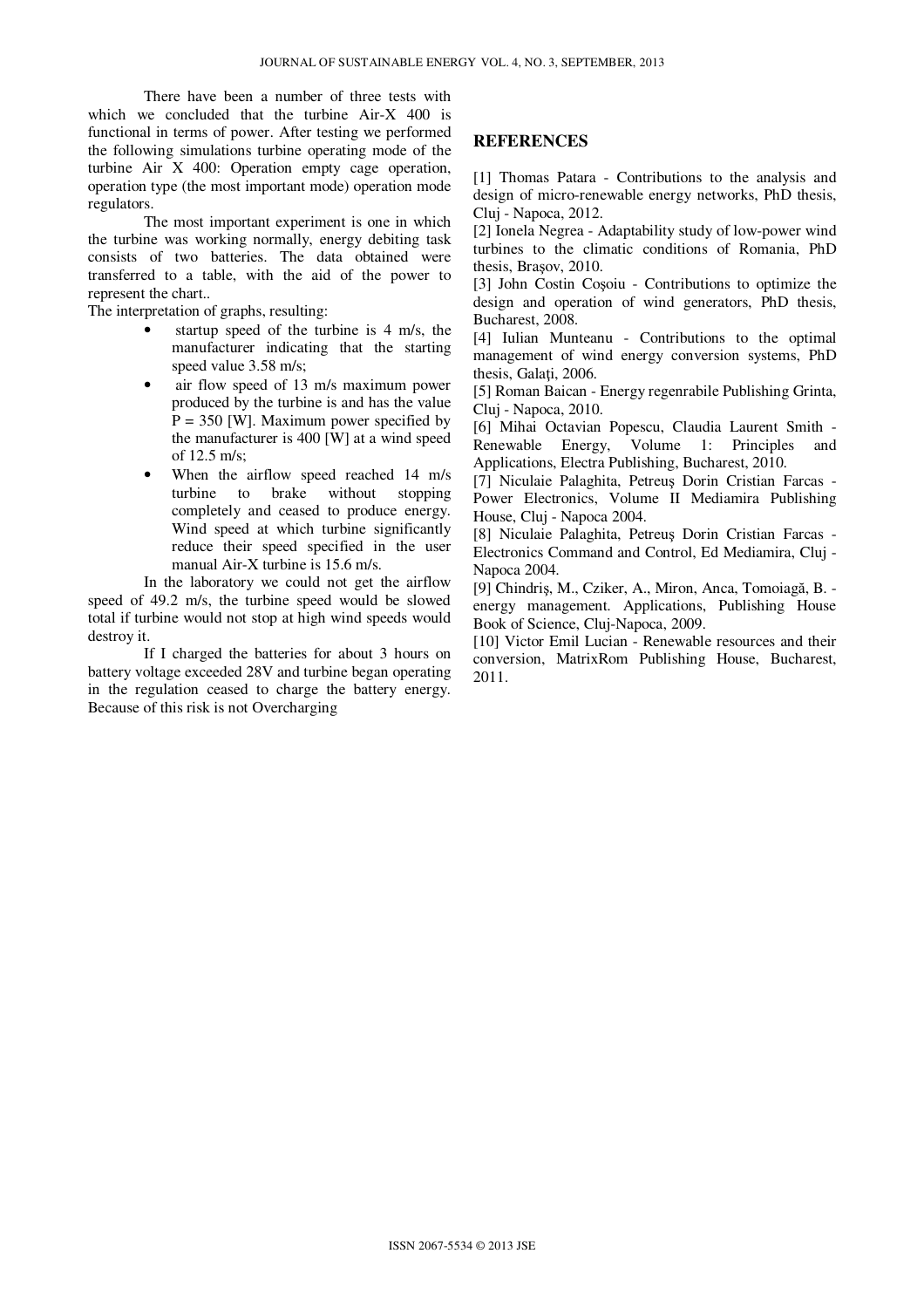There have been a number of three tests with which we concluded that the turbine Air-X 400 is functional in terms of power. After testing we performed the following simulations turbine operating mode of the turbine Air X 400: Operation empty cage operation, operation type (the most important mode) operation mode regulators.

The most important experiment is one in which the turbine was working normally, energy debiting task consists of two batteries. The data obtained were transferred to a table, with the aid of the power to represent the chart..

The interpretation of graphs, resulting:

- startup speed of the turbine is 4 m/s, the manufacturer indicating that the starting speed value 3.58 m/s;
- air flow speed of 13 m/s maximum power produced by the turbine is and has the value P = 350 [W]. Maximum power specified by the manufacturer is 400 [W] at a wind speed of 12.5 m/s;
- When the airflow speed reached 14 m/s turbine to brake without stopping completely and ceased to produce energy. Wind speed at which turbine significantly reduce their speed specified in the user manual Air-X turbine is 15.6 m/s.

In the laboratory we could not get the airflow speed of 49.2 m/s, the turbine speed would be slowed total if turbine would not stop at high wind speeds would destroy it.

If I charged the batteries for about 3 hours on battery voltage exceeded 28V and turbine began operating in the regulation ceased to charge the battery energy. Because of this risk is not Overcharging

## REFERENCES

[1] Thomas Patara - Contributions to the analysis and design of micro-renewable energy networks, PhD thesis, Cluj - Napoca, 2012.

[2] Ionela Negrea - Adaptability study of low-power wind turbines to the climatic conditions of Romania, PhD thesis, Braşov, 2010.

[3] John Costin Coşoiu - Contributions to optimize the design and operation of wind generators, PhD thesis, Bucharest, 2008.

[4] Iulian Munteanu - Contributions to the optimal management of wind energy conversion systems, PhD thesis, Galați, 2006.

[5] Roman Baican - Energy regenrabile Publishing Grinta, Cluj - Napoca, 2010.

[6] Mihai Octavian Popescu, Claudia Laurent Smith - Renewable Energy, Volume 1: Principles and Applications, Electra Publishing, Bucharest, 2010.

[7] Niculaie Palaghita, Petreuş Dorin Cristian Farcas - Power Electronics, Volume II Mediamira Publishing House, Cluj - Napoca 2004.

[8] Niculaie Palaghita, Petreuş Dorin Cristian Farcas - Electronics Command and Control, Ed Mediamira, Cluj - Napoca 2004.

[9] Chindriş, M., Cziker, A., Miron, Anca, Tomoiagă, B. - energy management. Applications, Publishing House Book of Science, Cluj-Napoca, 2009.

[10] Victor Emil Lucian - Renewable resources and their conversion, MatrixRom Publishing House, Bucharest, 2011.